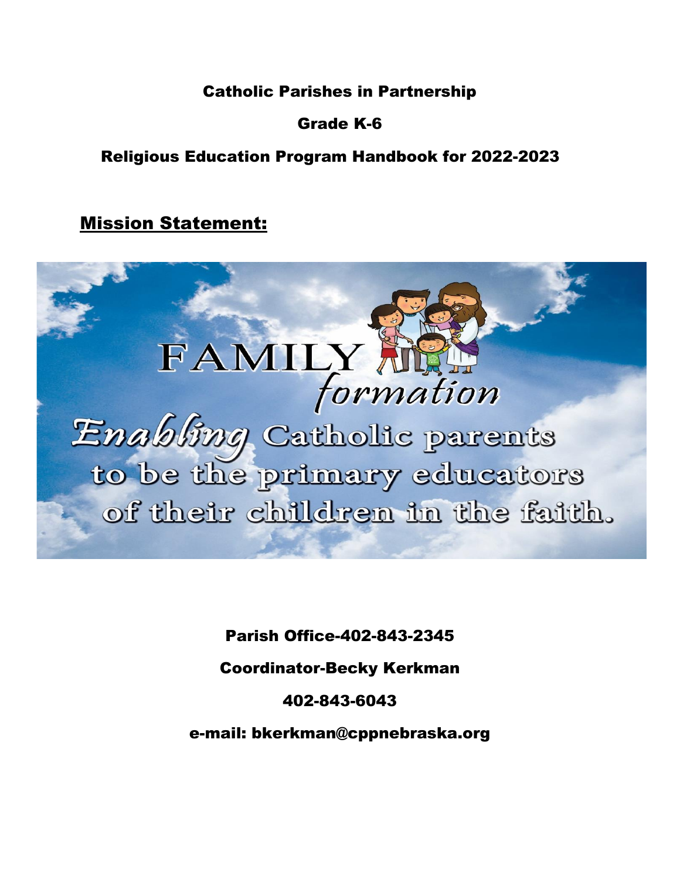# Catholic Parishes in Partnership

## Grade K-6

## Religious Education Program Handbook for 2022-2023

**Mission Statement:**

FAMILY *formation*

*Enabling* Catholic parents to be the primary educators of their children in the faith.

Parish Office-402-843-2345

Coordinator-Becky Kerkman

402-843-6043

e-mail: bkerkman@cppnebraska.org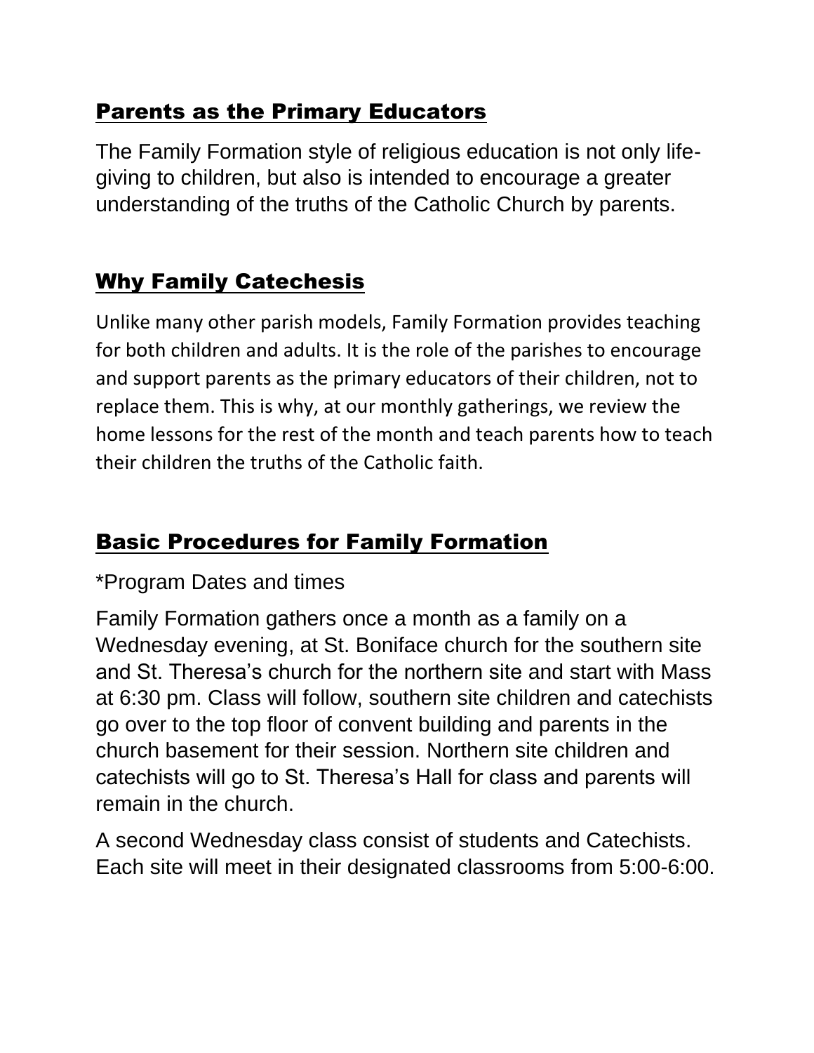## Parents as the Primary Educators

The Family Formation style of religious education is not only life-giving to children, but also is intended to encourage a greater understanding of the truths of the Catholic Church by parents.

## Why Family Catechesis

Unlike many other parish models, Family Formation provides teaching for both children and adults. It is the role of the parishes to encourage and support parents as the primary educators of their children, not to replace them. This is why, at our monthly gatherings, we review the home lessons for the rest of the month and teach parents how to teach their children the truths of the Catholic faith.

## Basic Procedures for Family Formation

*Program Dates and times

Family Formation gathers once a month as a family on a Wednesday evening, at St. Boniface church for the southern site and St. Theresa's church for the northern site and start with Mass at 6:30 pm. Class will follow, southern site children and catechists go over to the top floor of convent building and parents in the church basement for their session. Northern site children and catechists will go to St. Theresa's Hall for class and parents will remain in the church.

A second Wednesday class consist of students and Catechists. Each site will meet in their designated classrooms from 5:00-6:00.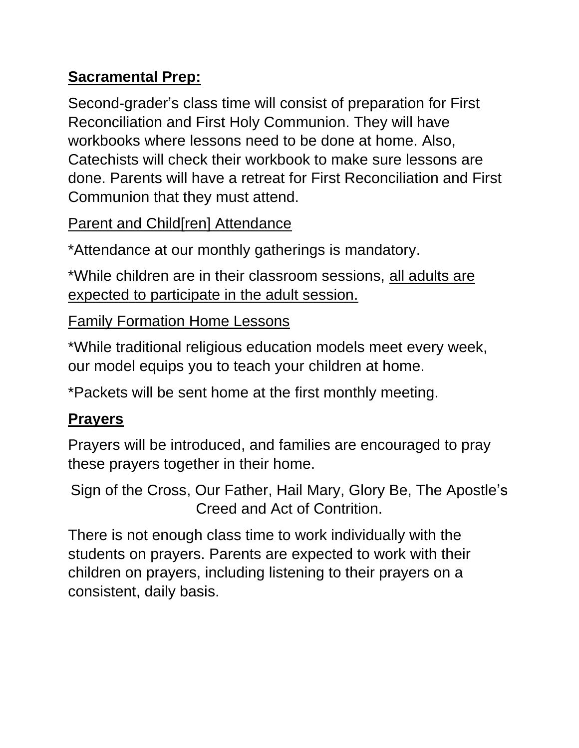**Sacramental Prep:**

Second-grader's class time will consist of preparation for First Reconciliation and First Holy Communion. They will have workbooks where lessons need to be done at home. Also, Catechists will check their workbook to make sure lessons are done. Parents will have a retreat for First Reconciliation and First Communion that they must attend.

Parent and Child[ren] Attendance

*Attendance at our monthly gatherings is mandatory.

*While children are in their classroom sessions, all adults are expected to participate in the adult session.

Family Formation Home Lessons

*While traditional religious education models meet every week, our model equips you to teach your children at home.

*Packets will be sent home at the first monthly meeting.

**Prayers**

Prayers will be introduced, and families are encouraged to pray these prayers together in their home.

Sign of the Cross, Our Father, Hail Mary, Glory Be, The Apostle's Creed and Act of Contrition.

There is not enough class time to work individually with the students on prayers. Parents are expected to work with their children on prayers, including listening to their prayers on a consistent, daily basis.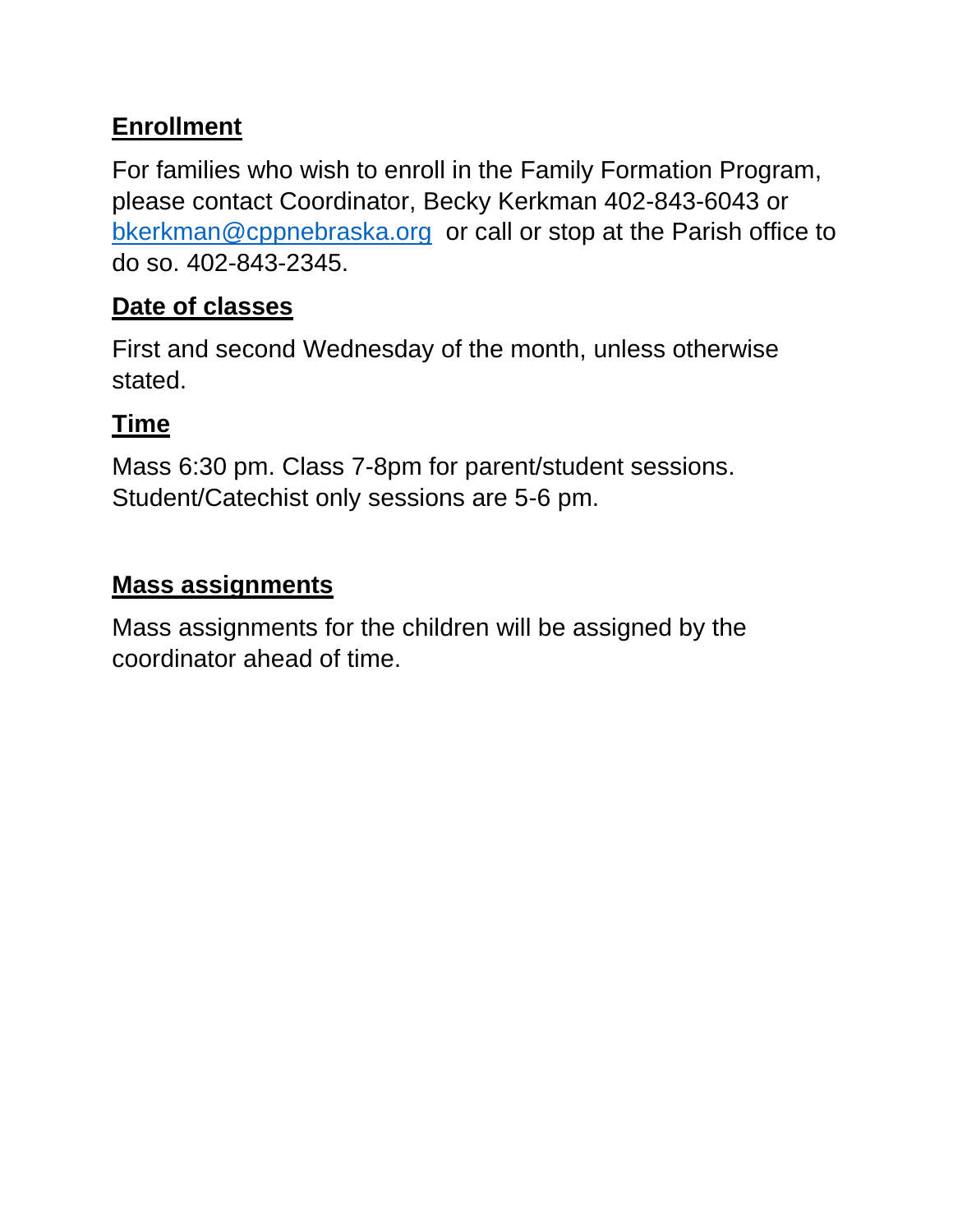**Enrollment**

For families who wish to enroll in the Family Formation Program, please contact Coordinator, Becky Kerkman 402-843-6043 or bkerkman@cppnebraska.org or call or stop at the Parish office to do so. 402-843-2345.

**Date of classes**

First and second Wednesday of the month, unless otherwise stated.

**Time**

Mass 6:30 pm. Class 7-8pm for parent/student sessions. Student/Catechist only sessions are 5-6 pm.

**Mass assignments**

Mass assignments for the children will be assigned by the coordinator ahead of time.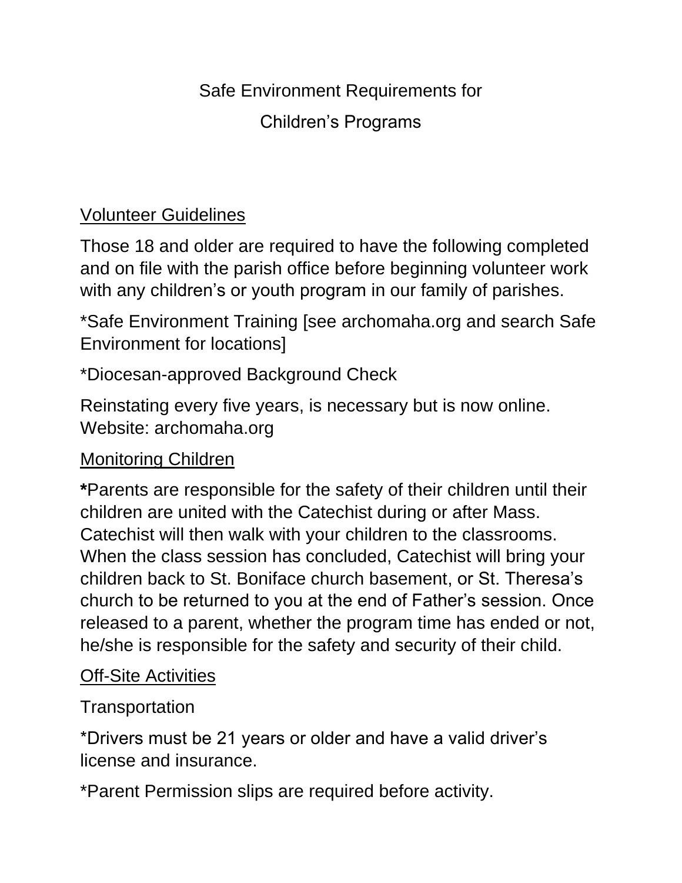# Safe Environment Requirements for Children's Programs

## Volunteer Guidelines

Those 18 and older are required to have the following completed and on file with the parish office before beginning volunteer work with any children's or youth program in our family of parishes.

*Safe Environment Training [see archomaha.org and search Safe Environment for locations]

*Diocesan-approved Background Check

Reinstating every five years, is necessary but is now online. Website: archomaha.org

## Monitoring Children

**\***Parents are responsible for the safety of their children until their children are united with the Catechist during or after Mass. Catechist will then walk with your children to the classrooms. When the class session has concluded, Catechist will bring your children back to St. Boniface church basement, or St. Theresa's church to be returned to you at the end of Father's session. Once released to a parent, whether the program time has ended or not, he/she is responsible for the safety and security of their child.

## Off-Site Activities

Transportation

*Drivers must be 21 years or older and have a valid driver's license and insurance.

*Parent Permission slips are required before activity.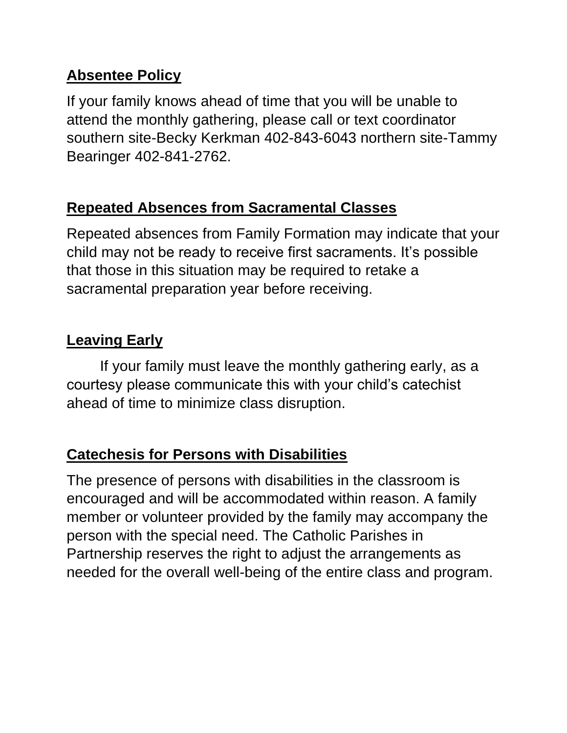**Absentee Policy**

If your family knows ahead of time that you will be unable to attend the monthly gathering, please call or text coordinator southern site-Becky Kerkman 402-843-6043 northern site-Tammy Bearinger 402-841-2762.

**Repeated Absences from Sacramental Classes**

Repeated absences from Family Formation may indicate that your child may not be ready to receive first sacraments. It's possible that those in this situation may be required to retake a sacramental preparation year before receiving.

**Leaving Early**

If your family must leave the monthly gathering early, as a courtesy please communicate this with your child's catechist ahead of time to minimize class disruption.

**Catechesis for Persons with Disabilities**

The presence of persons with disabilities in the classroom is encouraged and will be accommodated within reason. A family member or volunteer provided by the family may accompany the person with the special need. The Catholic Parishes in Partnership reserves the right to adjust the arrangements as needed for the overall well-being of the entire class and program.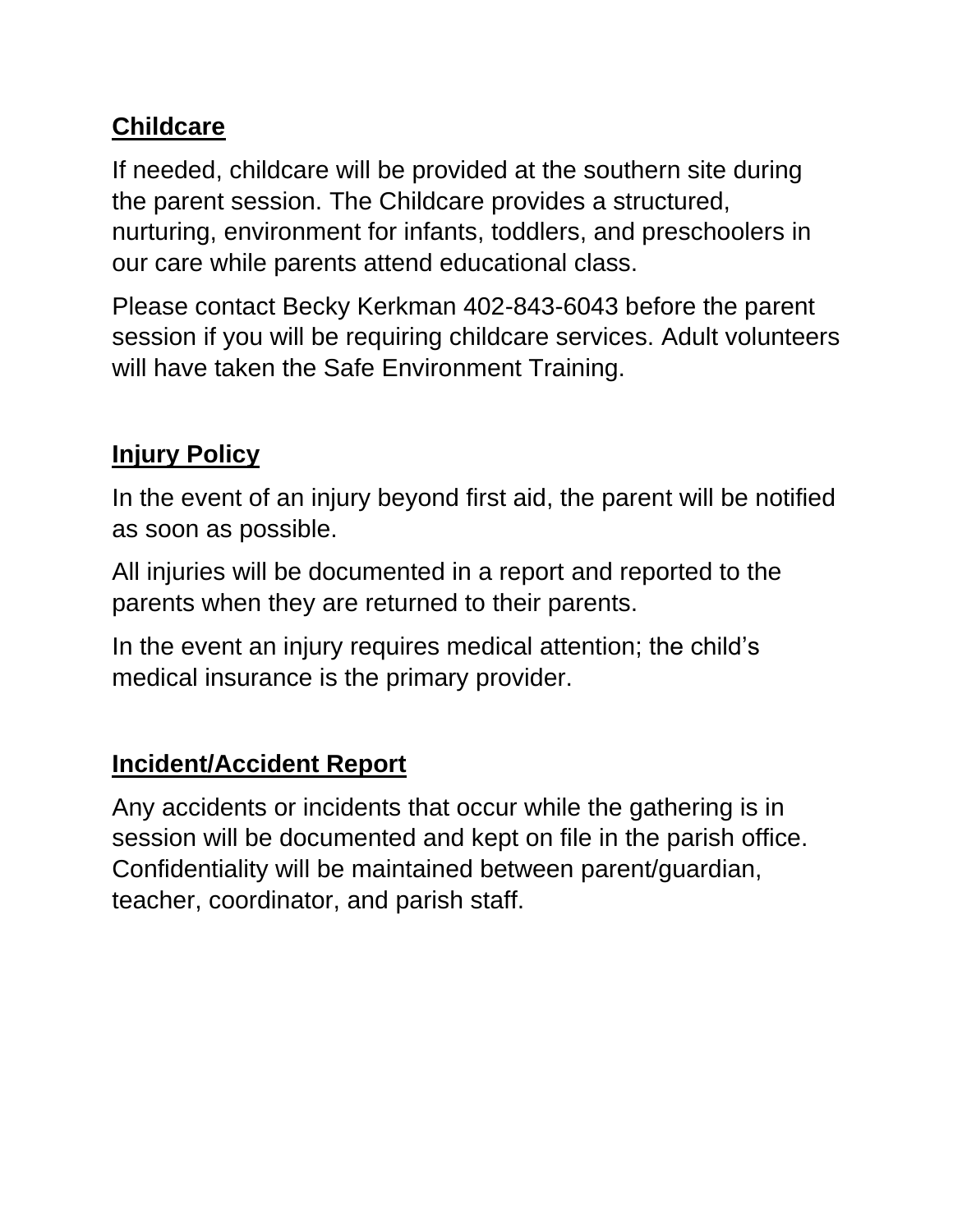**Childcare**

If needed, childcare will be provided at the southern site during the parent session. The Childcare provides a structured, nurturing, environment for infants, toddlers, and preschoolers in our care while parents attend educational class.

Please contact Becky Kerkman 402-843-6043 before the parent session if you will be requiring childcare services. Adult volunteers will have taken the Safe Environment Training.

**Injury Policy**

In the event of an injury beyond first aid, the parent will be notified as soon as possible.

All injuries will be documented in a report and reported to the parents when they are returned to their parents.

In the event an injury requires medical attention; the child's medical insurance is the primary provider.

**Incident/Accident Report**

Any accidents or incidents that occur while the gathering is in session will be documented and kept on file in the parish office. Confidentiality will be maintained between parent/guardian, teacher, coordinator, and parish staff.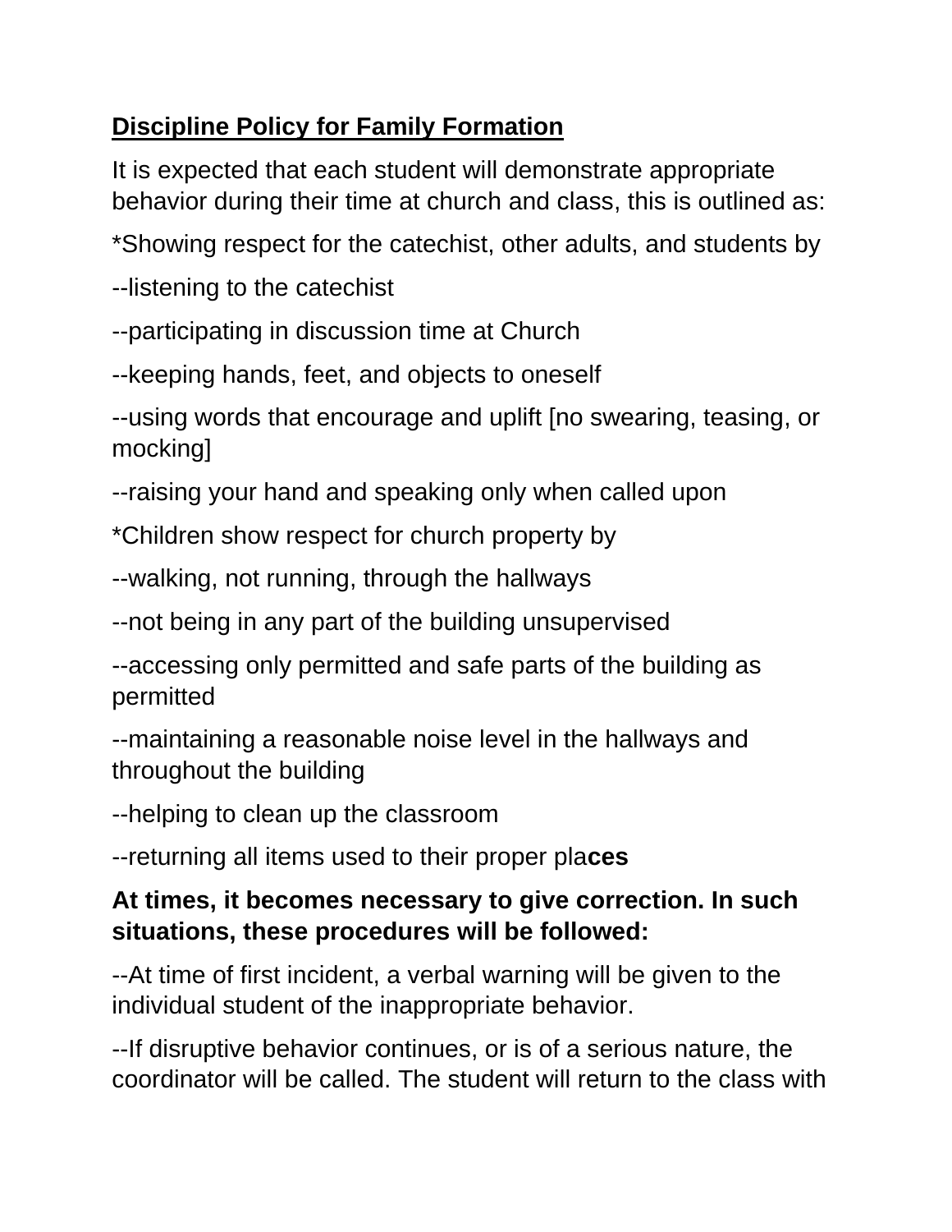**<u>Discipline Policy for Family Formation</u>**

It is expected that each student will demonstrate appropriate behavior during their time at church and class, this is outlined as:

*Showing respect for the catechist, other adults, and students by

--listening to the catechist

--participating in discussion time at Church

--keeping hands, feet, and objects to oneself

--using words that encourage and uplift [no swearing, teasing, or mocking]

--raising your hand and speaking only when called upon

*Children show respect for church property by

--walking, not running, through the hallways

--not being in any part of the building unsupervised

--accessing only permitted and safe parts of the building as permitted

--maintaining a reasonable noise level in the hallways and throughout the building

--helping to clean up the classroom

--returning all items used to their proper pla**ces**

**At times, it becomes necessary to give correction. In such situations, these procedures will be followed:**

--At time of first incident, a verbal warning will be given to the individual student of the inappropriate behavior.

--If disruptive behavior continues, or is of a serious nature, the coordinator will be called. The student will return to the class with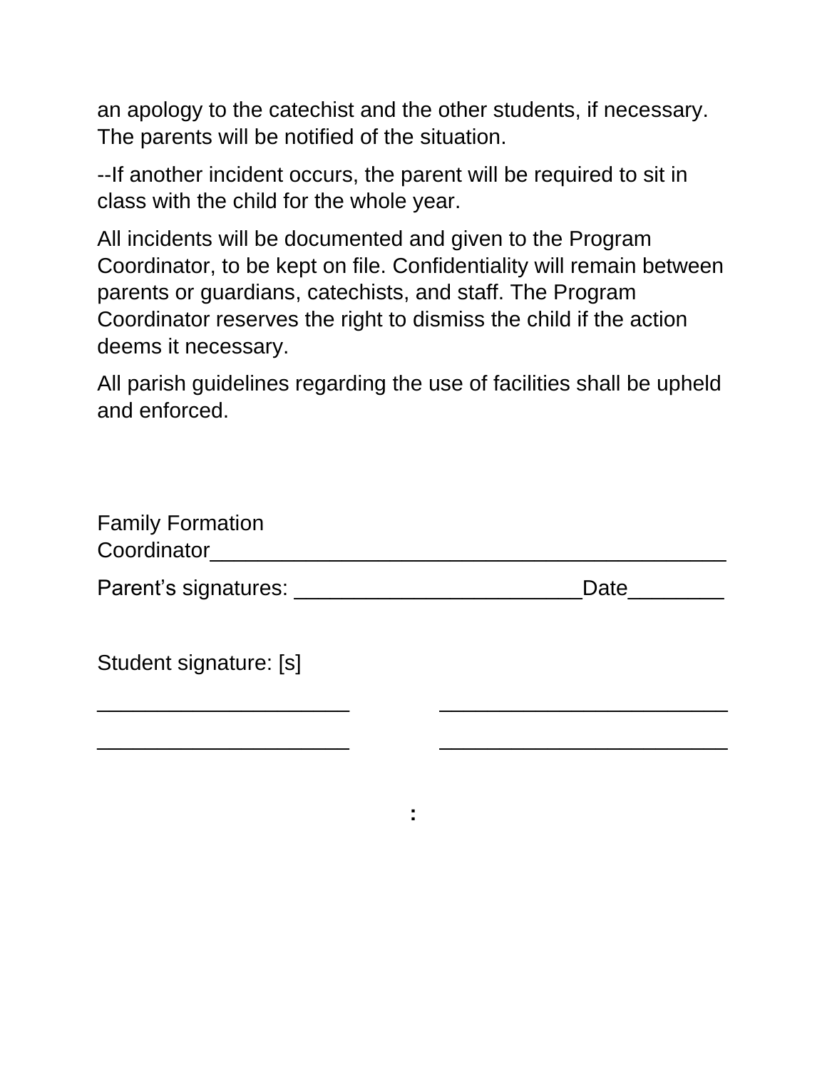an apology to the catechist and the other students, if necessary. The parents will be notified of the situation.

--If another incident occurs, the parent will be required to sit in class with the child for the whole year.

All incidents will be documented and given to the Program Coordinator, to be kept on file. Confidentiality will remain between parents or guardians, catechists, and staff. The Program Coordinator reserves the right to dismiss the child if the action deems it necessary.

All parish guidelines regarding the use of facilities shall be upheld and enforced.

Family Formation Coordinator_____________________________________________

Parent's signatures: ________________________Date________

Student signature: [s]

_____________________ ________________________

_____________________ ________________________

: